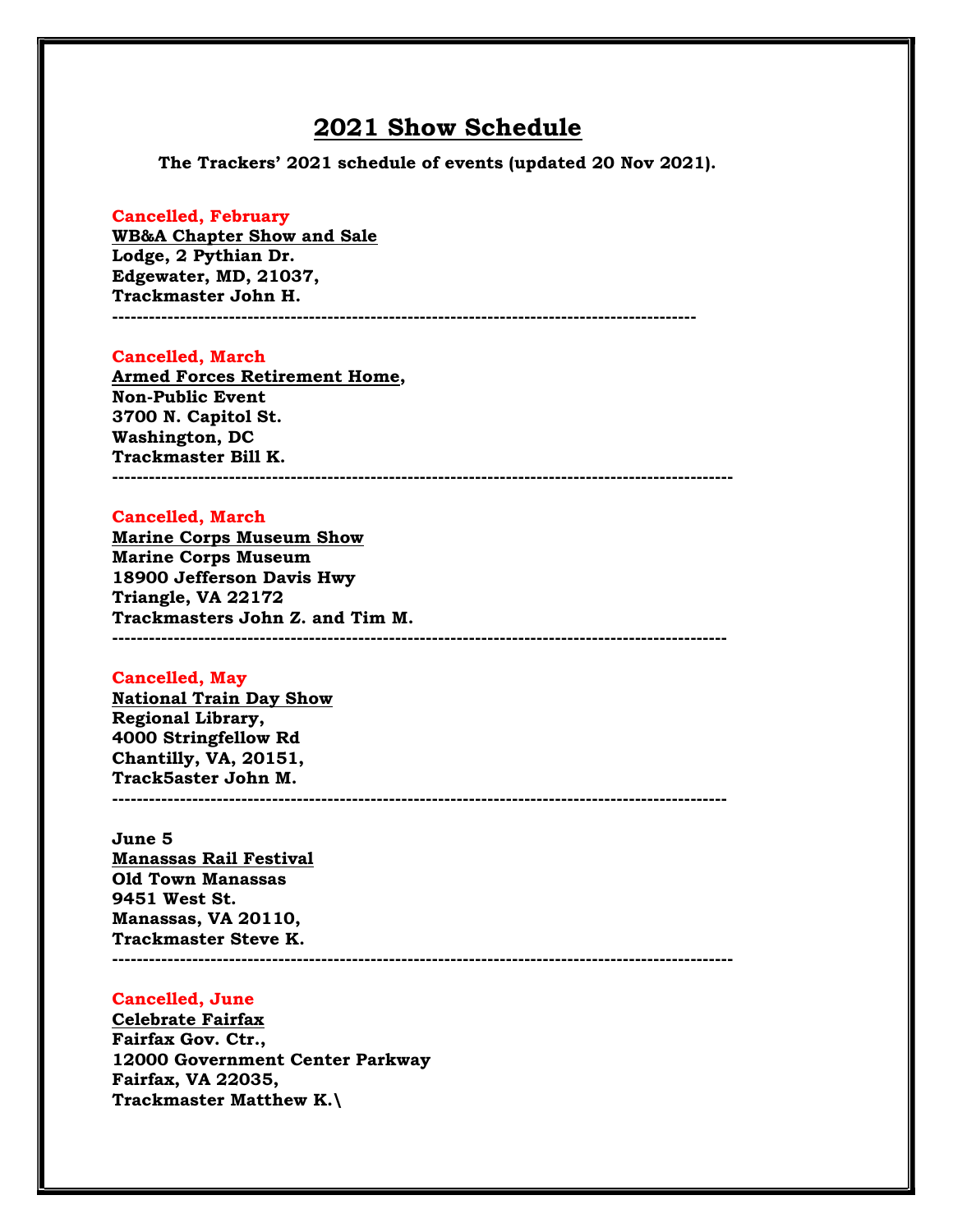# 2021 Show Schedule

**The Trackers' 2021 schedule of events (updated 20 Nov 2021).**

**Cancelled, February**
**<u>WB&A Chapter Show and Sale</u>**
**Lodge, 2 Pythian Dr.**
**Edgewater, MD, 21037,**
**Trackmaster John H.**

---

**Cancelled, March**
**<u>Armed Forces Retirement Home</u>,**
**Non-Public Event**
**3700 N. Capitol St.**
**Washington, DC**
**Trackmaster Bill K.**

---

**Cancelled, March**
**<u>Marine Corps Museum Show</u>**
**Marine Corps Museum**
**18900 Jefferson Davis Hwy**
**Triangle, VA 22172**
**Trackmasters John Z. and Tim M.**

---

**Cancelled, May**
**<u>National Train Day Show</u>**
**Regional Library,**
**4000 Stringfellow Rd**
**Chantilly, VA, 20151,**
**Track5aster John M.**

---

**June 5**
**<u>Manassas Rail Festival</u>**
**Old Town Manassas**
**9451 West St.**
**Manassas, VA 20110,**
**Trackmaster Steve K.**

---

**Cancelled, June**
**<u>Celebrate Fairfax</u>**
**Fairfax Gov. Ctr.,**
**12000 Government Center Parkway**
**Fairfax, VA 22035,**
**Trackmaster Matthew K.\**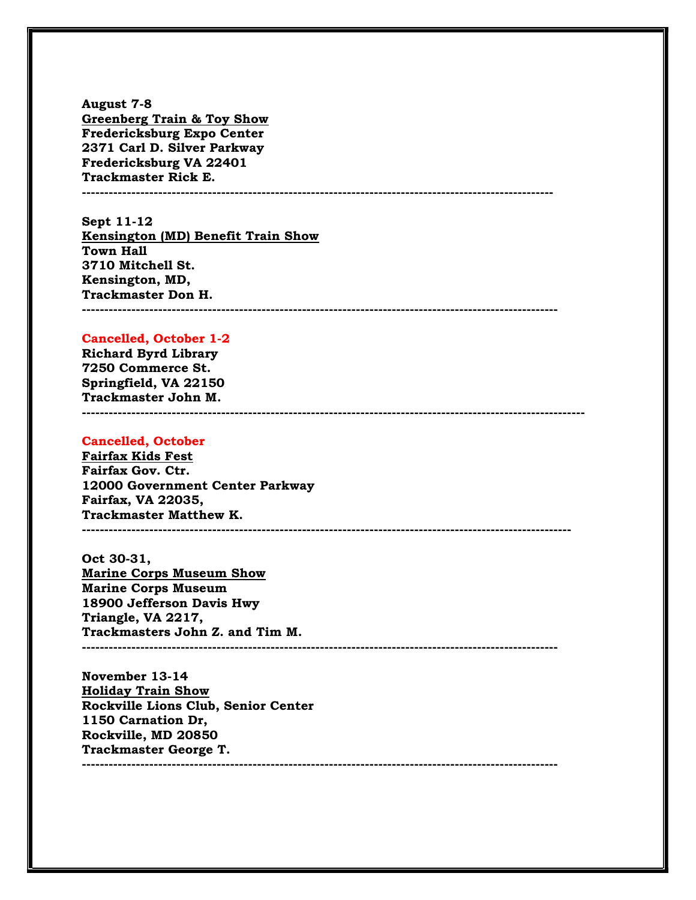**August 7-8**
**<u>Greenberg Train & Toy Show</u>**
**Fredericksburg Expo Center**
**2371 Carl D. Silver Parkway**
**Fredericksburg VA 22401**
**Trackmaster Rick E.**

---

**Sept 11-12**
**<u>Kensington (MD) Benefit Train Show</u>**
**Town Hall**
**3710 Mitchell St.**
**Kensington, MD,**
**Trackmaster Don H.**

---

**Cancelled, October 1-2**
**Richard Byrd Library**
**7250 Commerce St.**
**Springfield, VA 22150**
**Trackmaster John M.**

---

**Cancelled, October**
**<u>Fairfax Kids Fest</u>**
**Fairfax Gov. Ctr.**
**12000 Government Center Parkway**
**Fairfax, VA 22035,**
**Trackmaster Matthew K.**

---

**Oct 30-31,**
**<u>Marine Corps Museum Show</u>**
**Marine Corps Museum**
**18900 Jefferson Davis Hwy**
**Triangle, VA 2217,**
**Trackmasters John Z. and Tim M.**

---

**November 13-14**
**<u>Holiday Train Show</u>**
**Rockville Lions Club, Senior Center**
**1150 Carnation Dr,**
**Rockville, MD 20850**
**Trackmaster George T.**

---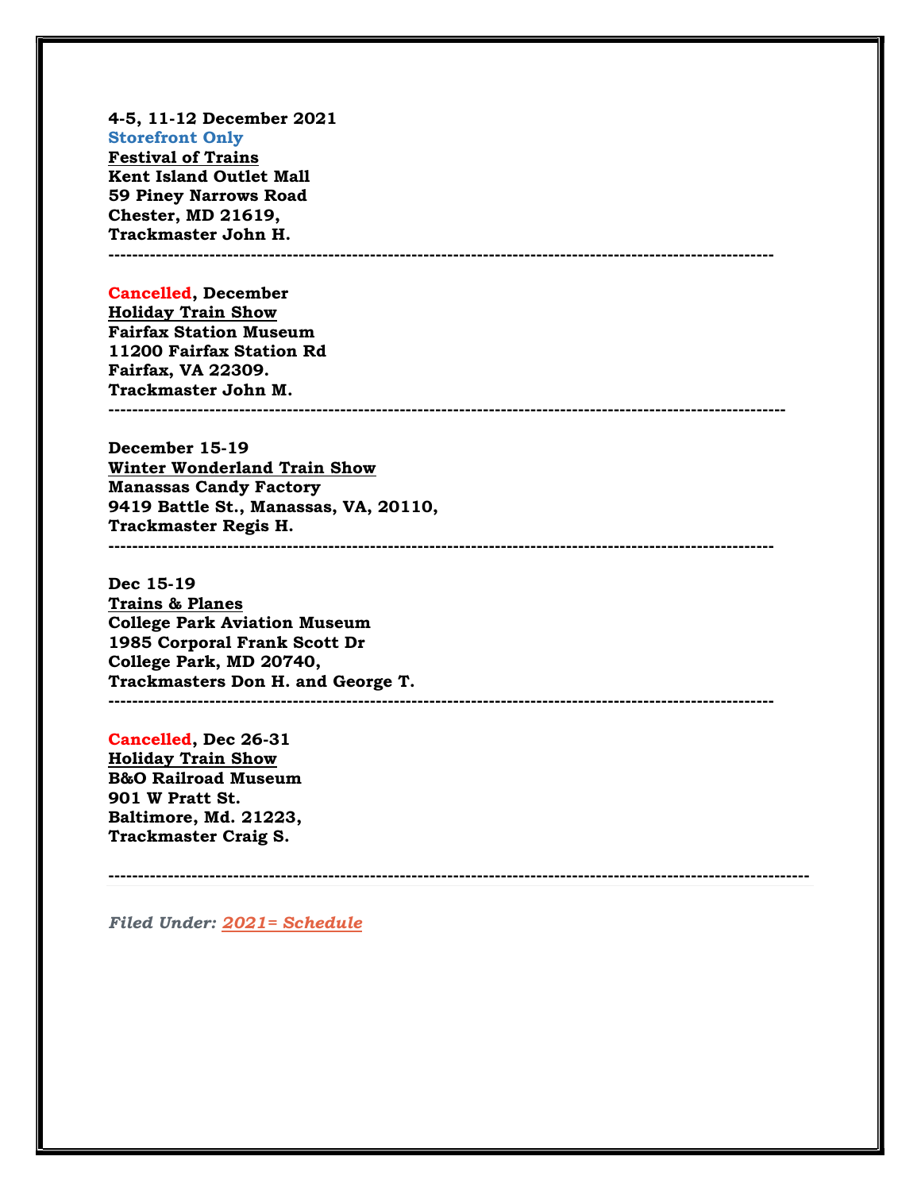**4-5, 11-12 December 2021**
**Storefront Only**
**<u>Festival of Trains</u>**
**Kent Island Outlet Mall**
**59 Piney Narrows Road**
**Chester, MD 21619,**
**Trackmaster John H.**

---

**Cancelled, December**
**<u>Holiday Train Show</u>**
**Fairfax Station Museum**
**11200 Fairfax Station Rd**
**Fairfax, VA 22309.**
**Trackmaster John M.**

---

**December 15-19**
**<u>Winter Wonderland Train Show</u>**
**Manassas Candy Factory**
**9419 Battle St., Manassas, VA, 20110,**
**Trackmaster Regis H.**

---

**Dec 15-19**
**<u>Trains & Planes</u>**
**College Park Aviation Museum**
**1985 Corporal Frank Scott Dr**
**College Park, MD 20740,**
**Trackmasters Don H. and George T.**

---

**Cancelled, Dec 26-31**
**<u>Holiday Train Show</u>**
**B&O Railroad Museum**
**901 W Pratt St.**
**Baltimore, Md. 21223,**
**Trackmaster Craig S.**

---

***Filed Under: <u>2021= Schedule</u>***